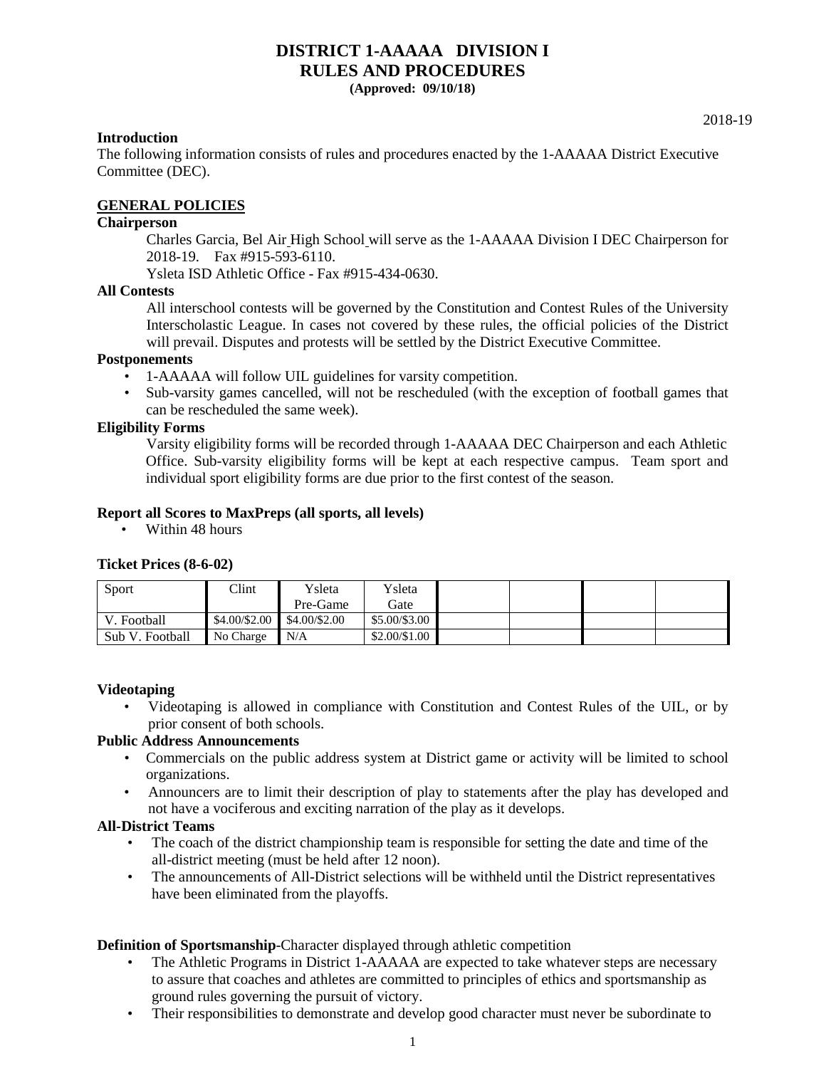# DISTRICT 1-AAAAA DIVISION I
# RULES AND PROCEDURES
**(Approved: 09/10/18)**

2018-19

**Introduction**

The following information consists of rules and procedures enacted by the 1-AAAAA District Executive Committee (DEC).

## GENERAL POLICIES

**Chairperson**

Charles Garcia, Bel Air High School will serve as the 1-AAAAA Division I DEC Chairperson for 2018-19. Fax #915-593-6110.

Ysleta ISD Athletic Office - Fax #915-434-0630.

**All Contests**

All interschool contests will be governed by the Constitution and Contest Rules of the University Interscholastic League. In cases not covered by these rules, the official policies of the District will prevail. Disputes and protests will be settled by the District Executive Committee.

**Postponements**

- 1-AAAAA will follow UIL guidelines for varsity competition.
- Sub-varsity games cancelled, will not be rescheduled (with the exception of football games that can be rescheduled the same week).

**Eligibility Forms**

Varsity eligibility forms will be recorded through 1-AAAAA DEC Chairperson and each Athletic Office. Sub-varsity eligibility forms will be kept at each respective campus. Team sport and individual sport eligibility forms are due prior to the first contest of the season.

**Report all Scores to MaxPreps (all sports, all levels)**

- Within 48 hours

**Ticket Prices (8-6-02)**

| Sport | Clint | Ysleta Pre-Game | Ysleta Gate | | | | |
|---|---|---|---|---|---|---|---|
| V. Football | $4.00/$2.00 | $4.00/$2.00 | $5.00/$3.00 | | | | |
| Sub V. Football | No Charge | N/A | $2.00/$1.00 | | | | |

**Videotaping**

- Videotaping is allowed in compliance with Constitution and Contest Rules of the UIL, or by prior consent of both schools.

**Public Address Announcements**

- Commercials on the public address system at District game or activity will be limited to school organizations.
- Announcers are to limit their description of play to statements after the play has developed and not have a vociferous and exciting narration of the play as it develops.

**All-District Teams**

- The coach of the district championship team is responsible for setting the date and time of the all-district meeting (must be held after 12 noon).
- The announcements of All-District selections will be withheld until the District representatives have been eliminated from the playoffs.

**Definition of Sportsmanship**-Character displayed through athletic competition

- The Athletic Programs in District 1-AAAAA are expected to take whatever steps are necessary to assure that coaches and athletes are committed to principles of ethics and sportsmanship as ground rules governing the pursuit of victory.
- Their responsibilities to demonstrate and develop good character must never be subordinate to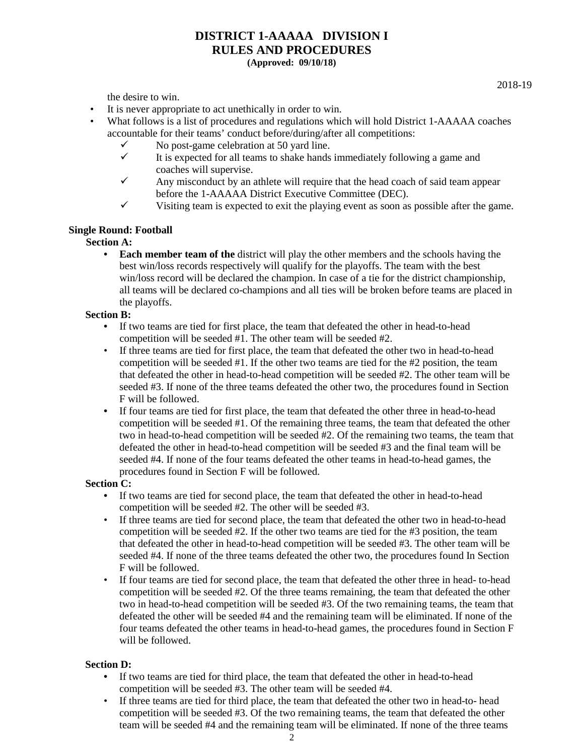the desire to win.

- It is never appropriate to act unethically in order to win.
- What follows is a list of procedures and regulations which will hold District 1-AAAAA coaches accountable for their teams' conduct before/during/after all competitions:
  - ✓ No post-game celebration at 50 yard line.
  - ✓ It is expected for all teams to shake hands immediately following a game and coaches will supervise.
  - ✓ Any misconduct by an athlete will require that the head coach of said team appear before the 1-AAAAA District Executive Committee (DEC).
  - ✓ Visiting team is expected to exit the playing event as soon as possible after the game.

**Single Round: Football**

**Section A:**

- **Each member team of the** district will play the other members and the schools having the best win/loss records respectively will qualify for the playoffs. The team with the best win/loss record will be declared the champion. In case of a tie for the district championship, all teams will be declared co-champions and all ties will be broken before teams are placed in the playoffs.

**Section B:**

- If two teams are tied for first place, the team that defeated the other in head-to-head competition will be seeded #1. The other team will be seeded #2.
- If three teams are tied for first place, the team that defeated the other two in head-to-head competition will be seeded #1. If the other two teams are tied for the #2 position, the team that defeated the other in head-to-head competition will be seeded #2. The other team will be seeded #3. If none of the three teams defeated the other two, the procedures found in Section F will be followed.
- If four teams are tied for first place, the team that defeated the other three in head-to-head competition will be seeded #1. Of the remaining three teams, the team that defeated the other two in head-to-head competition will be seeded #2. Of the remaining two teams, the team that defeated the other in head-to-head competition will be seeded #3 and the final team will be seeded #4. If none of the four teams defeated the other teams in head-to-head games, the procedures found in Section F will be followed.

**Section C:**

- If two teams are tied for second place, the team that defeated the other in head-to-head competition will be seeded #2. The other will be seeded #3.
- If three teams are tied for second place, the team that defeated the other two in head-to-head competition will be seeded #2. If the other two teams are tied for the #3 position, the team that defeated the other in head-to-head competition will be seeded #3. The other team will be seeded #4. If none of the three teams defeated the other two, the procedures found In Section F will be followed.
- If four teams are tied for second place, the team that defeated the other three in head- to-head competition will be seeded #2. Of the three teams remaining, the team that defeated the other two in head-to-head competition will be seeded #3. Of the two remaining teams, the team that defeated the other will be seeded #4 and the remaining team will be eliminated. If none of the four teams defeated the other teams in head-to-head games, the procedures found in Section F will be followed.

**Section D:**

- If two teams are tied for third place, the team that defeated the other in head-to-head competition will be seeded #3. The other team will be seeded #4.
- If three teams are tied for third place, the team that defeated the other two in head-to- head competition will be seeded #3. Of the two remaining teams, the team that defeated the other team will be seeded #4 and the remaining team will be eliminated. If none of the three teams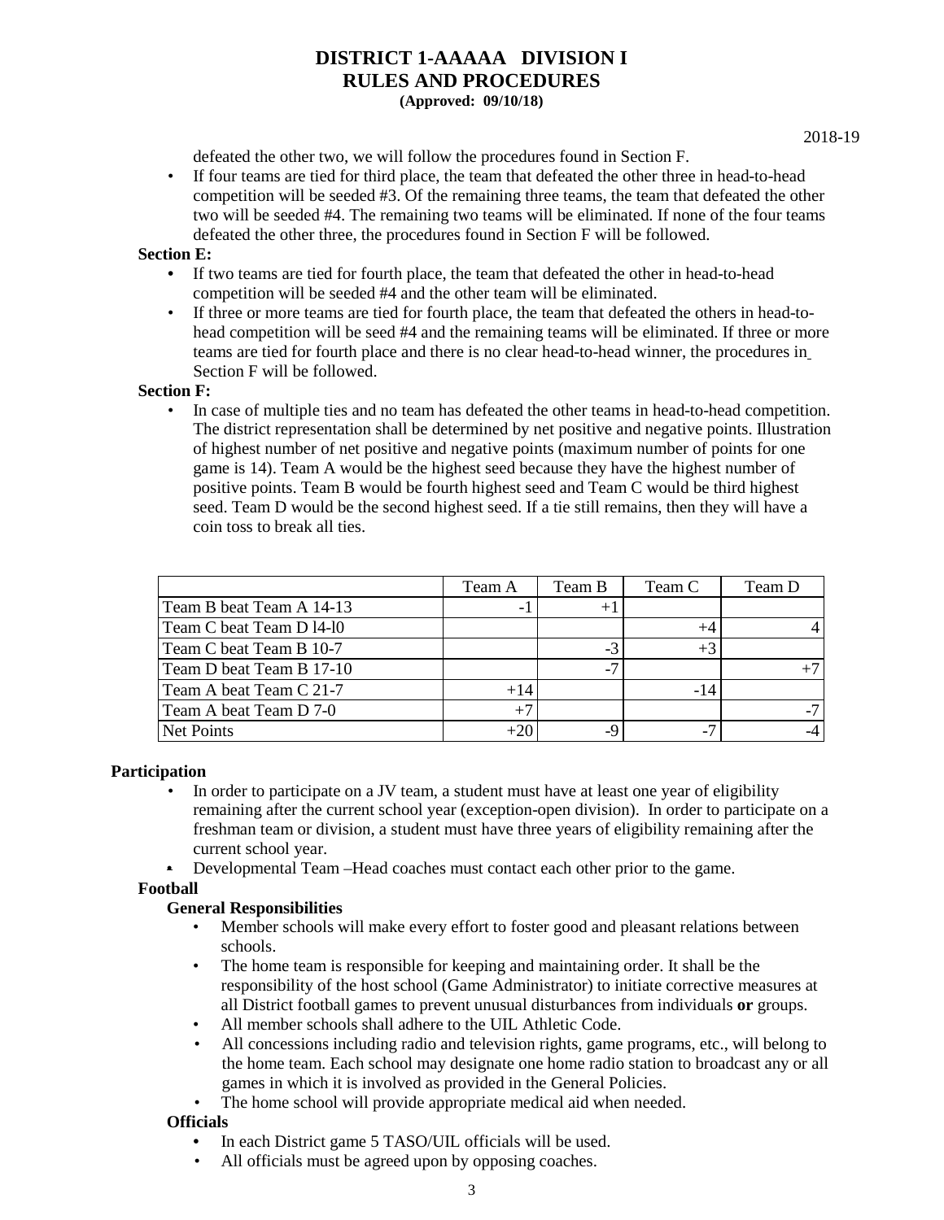defeated the other two, we will follow the procedures found in Section F.

- If four teams are tied for third place, the team that defeated the other three in head-to-head competition will be seeded #3. Of the remaining three teams, the team that defeated the other two will be seeded #4. The remaining two teams will be eliminated. If none of the four teams defeated the other three, the procedures found in Section F will be followed.

**Section E:**

- If two teams are tied for fourth place, the team that defeated the other in head-to-head competition will be seeded #4 and the other team will be eliminated.
- If three or more teams are tied for fourth place, the team that defeated the others in head-to-head competition will be seed #4 and the remaining teams will be eliminated. If three or more teams are tied for fourth place and there is no clear head-to-head winner, the procedures in Section F will be followed.

**Section F:**

- In case of multiple ties and no team has defeated the other teams in head-to-head competition. The district representation shall be determined by net positive and negative points. Illustration of highest number of net positive and negative points (maximum number of points for one game is 14). Team A would be the highest seed because they have the highest number of positive points. Team B would be fourth highest seed and Team C would be third highest seed. Team D would be the second highest seed. If a tie still remains, then they will have a coin toss to break all ties.

| | Team A | Team B | Team C | Team D |
|---|---|---|---|---|
| Team B beat Team A 14-13 | -1 | +1 | | |
| Team C beat Team D l4-l0 | | | +4 | 4 |
| Team C beat Team B 10-7 | | -3 | +3 | |
| Team D beat Team B 17-10 | | -7 | | +7 |
| Team A beat Team C 21-7 | +14 | | -14 | |
| Team A beat Team D 7-0 | +7 | | | -7 |
| Net Points | +20 | -9 | -7 | -4 |

**Participation**

- In order to participate on a JV team, a student must have at least one year of eligibility remaining after the current school year (exception-open division). In order to participate on a freshman team or division, a student must have three years of eligibility remaining after the current school year.
- Developmental Team –Head coaches must contact each other prior to the game.

**Football**

**General Responsibilities**

- Member schools will make every effort to foster good and pleasant relations between schools.
- The home team is responsible for keeping and maintaining order. It shall be the responsibility of the host school (Game Administrator) to initiate corrective measures at all District football games to prevent unusual disturbances from individuals **or** groups.
- All member schools shall adhere to the UIL Athletic Code.
- All concessions including radio and television rights, game programs, etc., will belong to the home team. Each school may designate one home radio station to broadcast any or all games in which it is involved as provided in the General Policies.
- The home school will provide appropriate medical aid when needed.

**Officials**

- In each District game 5 TASO/UIL officials will be used.
- All officials must be agreed upon by opposing coaches.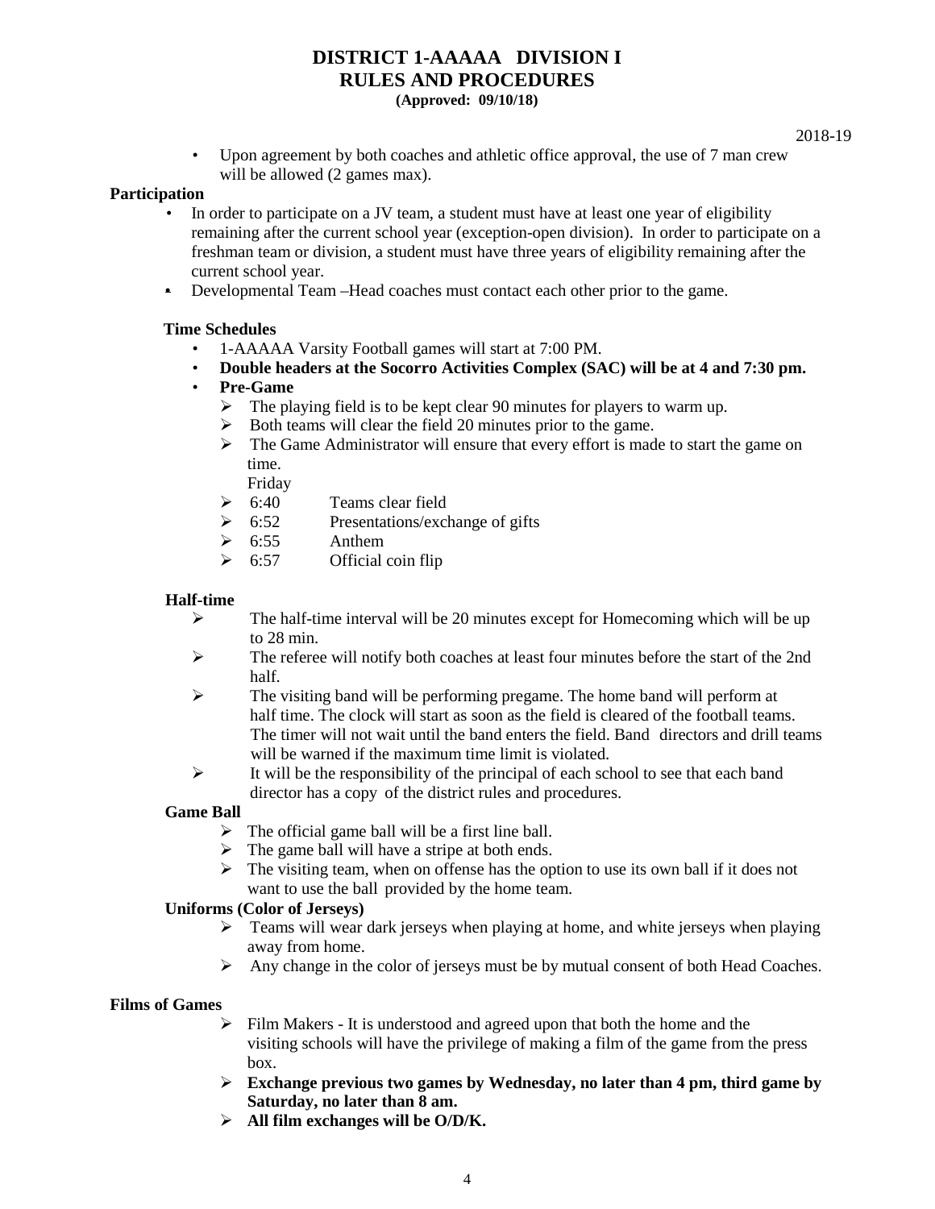# DISTRICT 1-AAAAA DIVISION I
## RULES AND PROCEDURES
**(Approved: 09/10/18)**

2018-19

- Upon agreement by both coaches and athletic office approval, the use of 7 man crew will be allowed (2 games max).

**Participation**

- In order to participate on a JV team, a student must have at least one year of eligibility remaining after the current school year (exception-open division). In order to participate on a freshman team or division, a student must have three years of eligibility remaining after the current school year.
- Developmental Team –Head coaches must contact each other prior to the game.

**Time Schedules**

- 1-AAAAA Varsity Football games will start at 7:00 PM.
- **Double headers at the Socorro Activities Complex (SAC) will be at 4 and 7:30 pm.**
- **Pre-Game**
  - The playing field is to be kept clear 90 minutes for players to warm up.
  - Both teams will clear the field 20 minutes prior to the game.
  - The Game Administrator will ensure that every effort is made to start the game on time.

    Friday
  - 6:40 Teams clear field
  - 6:52 Presentations/exchange of gifts
  - 6:55 Anthem
  - 6:57 Official coin flip

**Half-time**

- The half-time interval will be 20 minutes except for Homecoming which will be up to 28 min.
- The referee will notify both coaches at least four minutes before the start of the 2nd half.
- The visiting band will be performing pregame. The home band will perform at half time. The clock will start as soon as the field is cleared of the football teams. The timer will not wait until the band enters the field. Band directors and drill teams will be warned if the maximum time limit is violated.
- It will be the responsibility of the principal of each school to see that each band director has a copy of the district rules and procedures.

**Game Ball**

- The official game ball will be a first line ball.
- The game ball will have a stripe at both ends.
- The visiting team, when on offense has the option to use its own ball if it does not want to use the ball provided by the home team.

**Uniforms (Color of Jerseys)**

- Teams will wear dark jerseys when playing at home, and white jerseys when playing away from home.
- Any change in the color of jerseys must be by mutual consent of both Head Coaches.

**Films of Games**

- Film Makers - It is understood and agreed upon that both the home and the visiting schools will have the privilege of making a film of the game from the press box.
- **Exchange previous two games by Wednesday, no later than 4 pm, third game by Saturday, no later than 8 am.**
- **All film exchanges will be O/D/K.**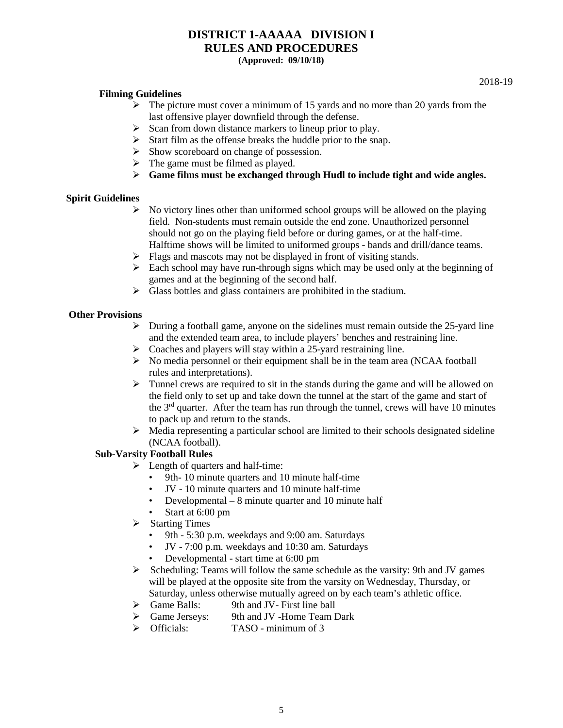# DISTRICT 1-AAAAA DIVISION I
## RULES AND PROCEDURES
**(Approved: 09/10/18)**

2018-19

**Filming Guidelines**

- The picture must cover a minimum of 15 yards and no more than 20 yards from the last offensive player downfield through the defense.
- Scan from down distance markers to lineup prior to play.
- Start film as the offense breaks the huddle prior to the snap.
- Show scoreboard on change of possession.
- The game must be filmed as played.
- **Game films must be exchanged through Hudl to include tight and wide angles.**

**Spirit Guidelines**

- No victory lines other than uniformed school groups will be allowed on the playing field. Non-students must remain outside the end zone. Unauthorized personnel should not go on the playing field before or during games, or at the half-time. Halftime shows will be limited to uniformed groups - bands and drill/dance teams.
- Flags and mascots may not be displayed in front of visiting stands.
- Each school may have run-through signs which may be used only at the beginning of games and at the beginning of the second half.
- Glass bottles and glass containers are prohibited in the stadium.

**Other Provisions**

- During a football game, anyone on the sidelines must remain outside the 25-yard line and the extended team area, to include players' benches and restraining line.
- Coaches and players will stay within a 25-yard restraining line.
- No media personnel or their equipment shall be in the team area (NCAA football rules and interpretations).
- Tunnel crews are required to sit in the stands during the game and will be allowed on the field only to set up and take down the tunnel at the start of the game and start of the 3rd quarter. After the team has run through the tunnel, crews will have 10 minutes to pack up and return to the stands.
- Media representing a particular school are limited to their schools designated sideline (NCAA football).

**Sub-Varsity Football Rules**

- Length of quarters and half-time:
  - 9th- 10 minute quarters and 10 minute half-time
  - JV - 10 minute quarters and 10 minute half-time
  - Developmental – 8 minute quarter and 10 minute half
  - Start at 6:00 pm
- Starting Times
  - 9th - 5:30 p.m. weekdays and 9:00 am. Saturdays
  - JV - 7:00 p.m. weekdays and 10:30 am. Saturdays
  - Developmental - start time at 6:00 pm
- Scheduling: Teams will follow the same schedule as the varsity: 9th and JV games will be played at the opposite site from the varsity on Wednesday, Thursday, or Saturday, unless otherwise mutually agreed on by each team's athletic office.
- Game Balls: 9th and JV- First line ball
- Game Jerseys: 9th and JV -Home Team Dark
- Officials: TASO - minimum of 3